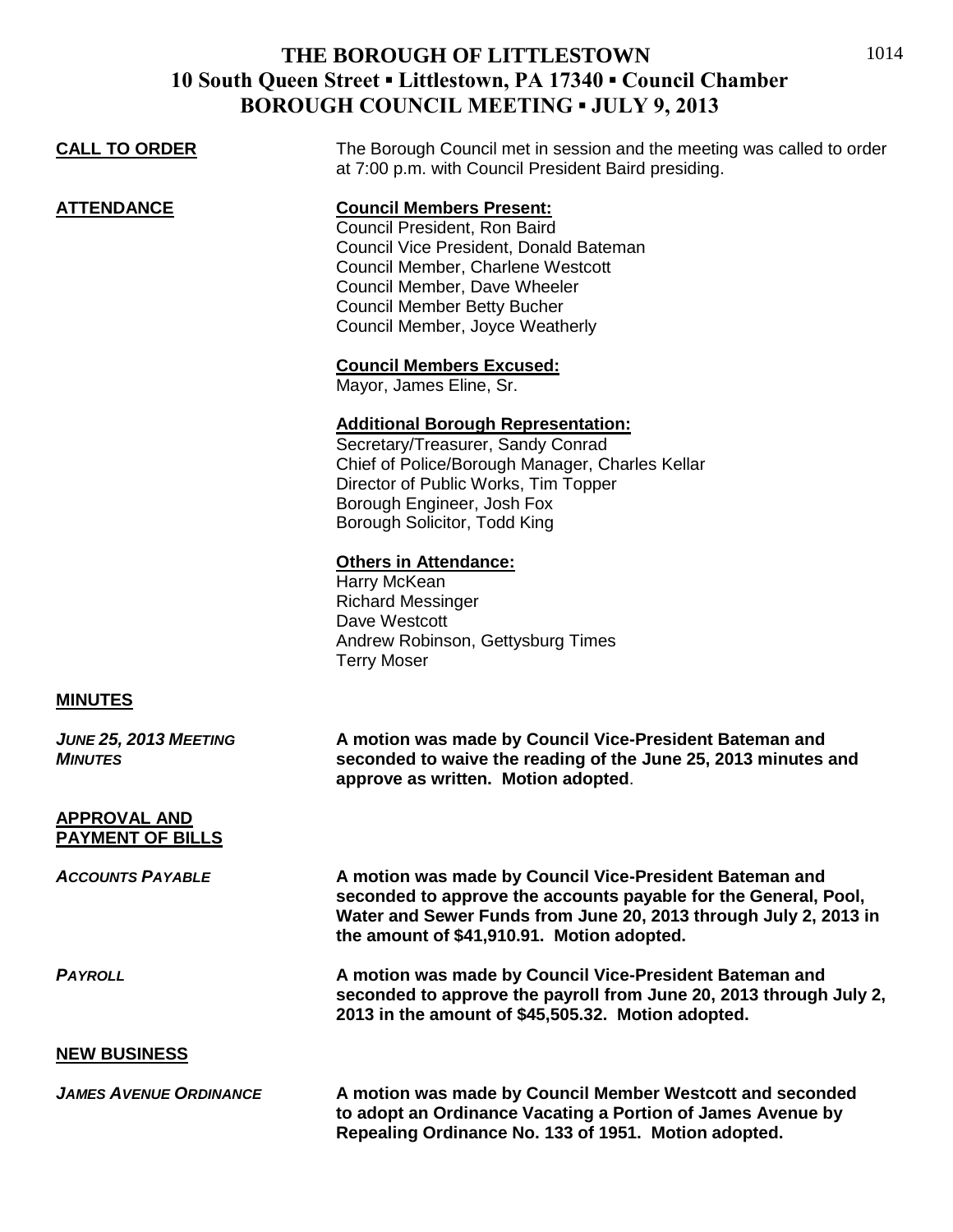# THE BOROUGH OF LITTLESTOWN
## 10 South Queen Street ▪ Littlestown, PA 17340 ▪ Council Chamber
## BOROUGH COUNCIL MEETING ▪ JULY 9, 2013

**CALL TO ORDER**

The Borough Council met in session and the meeting was called to order at 7:00 p.m. with Council President Baird presiding.

**ATTENDANCE**

**Council Members Present:**
Council President, Ron Baird
Council Vice President, Donald Bateman
Council Member, Charlene Westcott
Council Member, Dave Wheeler
Council Member Betty Bucher
Council Member, Joyce Weatherly

**Council Members Excused:**
Mayor, James Eline, Sr.

**Additional Borough Representation:**
Secretary/Treasurer, Sandy Conrad
Chief of Police/Borough Manager, Charles Kellar
Director of Public Works, Tim Topper
Borough Engineer, Josh Fox
Borough Solicitor, Todd King

**Others in Attendance:**
Harry McKean
Richard Messinger
Dave Westcott
Andrew Robinson, Gettysburg Times
Terry Moser

**MINUTES**

*JUNE 25, 2013 MEETING MINUTES*

**A motion was made by Council Vice-President Bateman and seconded to waive the reading of the June 25, 2013 minutes and approve as written. Motion adopted**.

**APPROVAL AND PAYMENT OF BILLS**

*ACCOUNTS PAYABLE*

**A motion was made by Council Vice-President Bateman and seconded to approve the accounts payable for the General, Pool, Water and Sewer Funds from June 20, 2013 through July 2, 2013 in the amount of $41,910.91. Motion adopted.**

*PAYROLL*

**A motion was made by Council Vice-President Bateman and seconded to approve the payroll from June 20, 2013 through July 2, 2013 in the amount of $45,505.32. Motion adopted.**

**NEW BUSINESS**

*JAMES AVENUE ORDINANCE*

**A motion was made by Council Member Westcott and seconded to adopt an Ordinance Vacating a Portion of James Avenue by Repealing Ordinance No. 133 of 1951. Motion adopted.**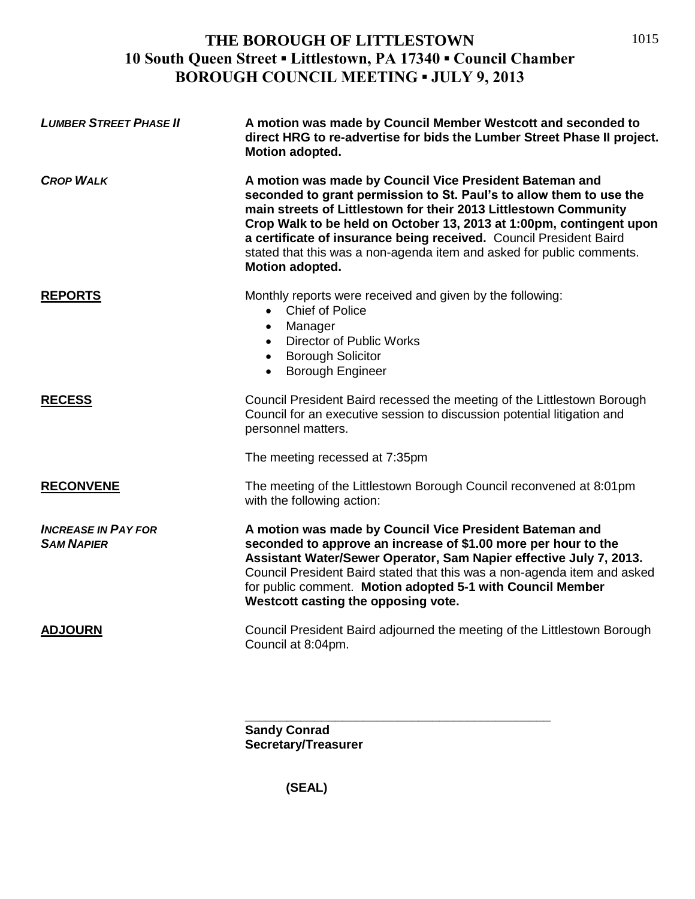# THE BOROUGH OF LITTLESTOWN
## 10 South Queen Street ▪ Littlestown, PA 17340 ▪ Council Chamber
## BOROUGH COUNCIL MEETING ▪ JULY 9, 2013

***LUMBER STREET PHASE II***

**A motion was made by Council Member Westcott and seconded to direct HRG to re-advertise for bids the Lumber Street Phase II project. Motion adopted.**

***CROP WALK***

**A motion was made by Council Vice President Bateman and seconded to grant permission to St. Paul's to allow them to use the main streets of Littlestown for their 2013 Littlestown Community Crop Walk to be held on October 13, 2013 at 1:00pm, contingent upon a certificate of insurance being received.** Council President Baird stated that this was a non-agenda item and asked for public comments. **Motion adopted.**

**REPORTS**

Monthly reports were received and given by the following:

- Chief of Police
- Manager
- Director of Public Works
- Borough Solicitor
- Borough Engineer

**RECESS**

Council President Baird recessed the meeting of the Littlestown Borough Council for an executive session to discussion potential litigation and personnel matters.

The meeting recessed at 7:35pm

**RECONVENE**

The meeting of the Littlestown Borough Council reconvened at 8:01pm with the following action:

***INCREASE IN PAY FOR SAM NAPIER***

**A motion was made by Council Vice President Bateman and seconded to approve an increase of $1.00 more per hour to the Assistant Water/Sewer Operator, Sam Napier effective July 7, 2013.** Council President Baird stated that this was a non-agenda item and asked for public comment. **Motion adopted 5-1 with Council Member Westcott casting the opposing vote.**

**ADJOURN**

Council President Baird adjourned the meeting of the Littlestown Borough Council at 8:04pm.

\_\_\_\_\_\_\_\_\_\_\_\_\_\_\_\_\_\_\_\_\_\_\_\_\_\_\_\_\_\_\_\_\_\_\_\_\_\_\_\_

**Sandy Conrad**
**Secretary/Treasurer**

**(SEAL)**